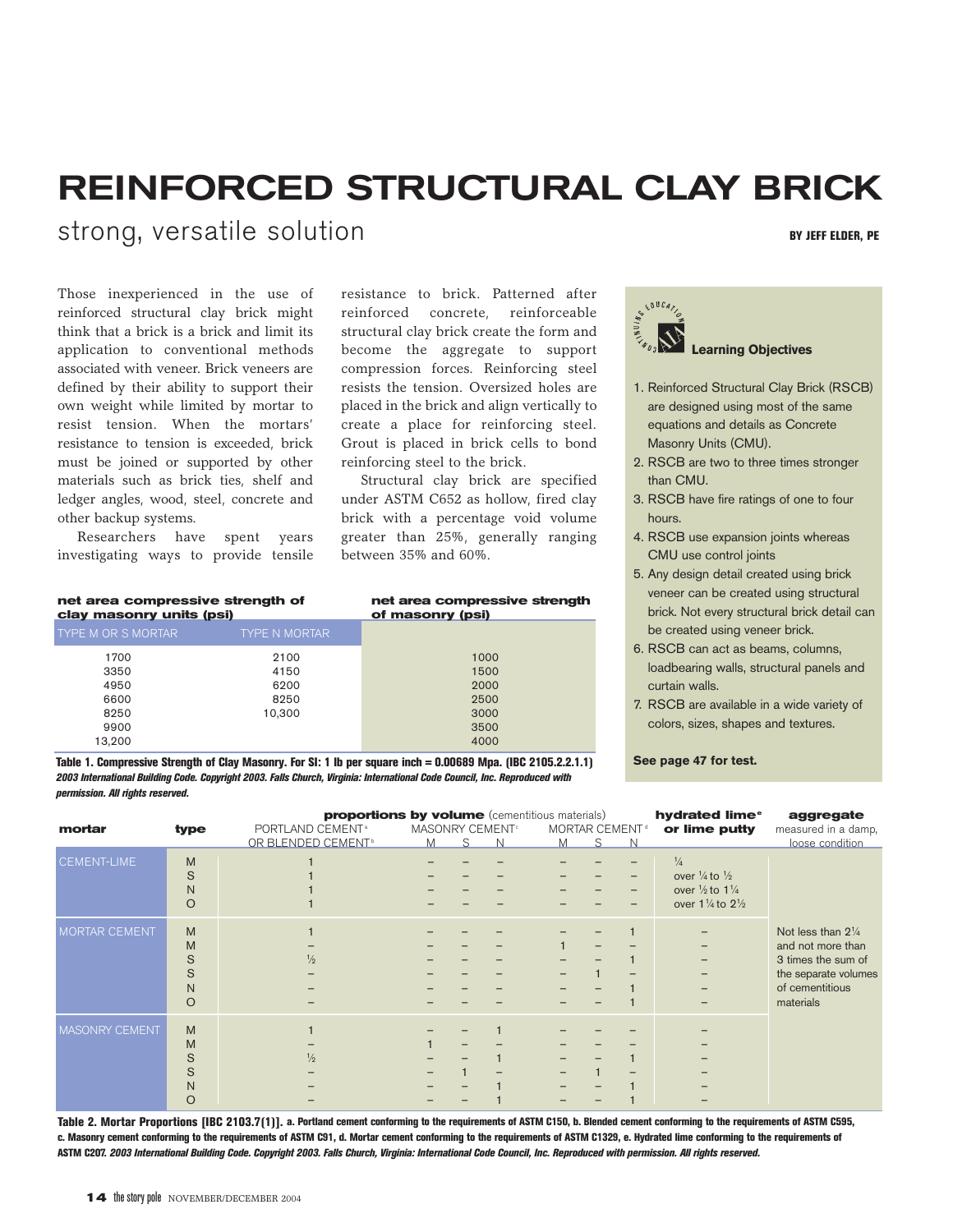# REINFORCED STRUCTURAL CLAY BRICK

## strong, versatile solution

**BY JEFF ELDER, PE**

Those inexperienced in the use of reinforced structural clay brick might think that a brick is a brick and limit its application to conventional methods associated with veneer. Brick veneers are defined by their ability to support their own weight while limited by mortar to resist tension. When the mortars' resistance to tension is exceeded, brick must be joined or supported by other materials such as brick ties, shelf and ledger angles, wood, steel, concrete and other backup systems.

Researchers have spent years investigating ways to provide tensile resistance to brick. Patterned after reinforced concrete, reinforceable structural clay brick create the form and become the aggregate to support compression forces. Reinforcing steel resists the tension. Oversized holes are placed in the brick and align vertically to create a place for reinforcing steel. Grout is placed in brick cells to bond reinforcing steel to the brick.

Structural clay brick are specified under ASTM C652 as hollow, fired clay brick with a percentage void volume greater than 25%, generally ranging between 35% and 60%.

**Learning Objectives**

1. Reinforced Structural Clay Brick (RSCB) are designed using most of the same equations and details as Concrete Masonry Units (CMU).
2. RSCB are two to three times stronger than CMU.
3. RSCB have fire ratings of one to four hours.
4. RSCB use expansion joints whereas CMU use control joints
5. Any design detail created using brick veneer can be created using structural brick. Not every structural brick detail can be created using veneer brick.
6. RSCB can act as beams, columns, loadbearing walls, structural panels and curtain walls.
7. RSCB are available in a wide variety of colors, sizes, shapes and textures.

**See page 47 for test.**

| net area compressive strength of clay masonry units (psi) | | net area compressive strength of masonry (psi) |
|---|---|---|
| TYPE M OR S MORTAR | TYPE N MORTAR | |
| 1700 | 2100 | 1000 |
| 3350 | 4150 | 1500 |
| 4950 | 6200 | 2000 |
| 6600 | 8250 | 2500 |
| 8250 | 10,300 | 3000 |
| 9900 | | 3500 |
| 13,200 | | 4000 |

**Table 1. Compressive Strength of Clay Masonry. For SI: 1 lb per square inch = 0.00689 Mpa. (IBC 2105.2.2.1.1)** ***2003 International Building Code. Copyright 2003. Falls Church, Virginia: International Code Council, Inc. Reproduced with permission. All rights reserved.***

| mortar | type | proportions by volume (cementitious materials): PORTLAND CEMENT[a] OR BLENDED CEMENT[b] | MASONRY CEMENT[c] M | MASONRY CEMENT[c] S | MASONRY CEMENT[c] N | MORTAR CEMENT[d] M | MORTAR CEMENT[d] S | MORTAR CEMENT[d] N | hydrated lime[e] or lime putty | aggregate measured in a damp, loose condition |
|---|---|---|---|---|---|---|---|---|---|---|
| CEMENT-LIME | M | 1 | – | – | – | – | – | – | ¼ | Not less than 2¼ and not more than 3 times the sum of the separate volumes of cementitious materials |
| | S | 1 | – | – | – | – | – | – | over ¼ to ½ | |
| | N | 1 | – | – | – | – | – | – | over ½ to 1¼ | |
| | O | 1 | – | – | – | – | – | – | over 1¼ to 2½ | |
| MORTAR CEMENT | M | 1 | – | – | – | – | – | 1 | – | |
| | M | – | – | – | – | 1 | – | – | – | |
| | S | ½ | – | – | – | – | – | 1 | – | |
| | S | – | – | – | – | – | 1 | – | – | |
| | N | – | – | – | – | – | – | 1 | – | |
| | O | – | – | – | – | – | – | 1 | – | |
| MASONRY CEMENT | M | 1 | – | – | 1 | – | – | – | – | |
| | M | – | 1 | – | – | – | – | – | – | |
| | S | ½ | – | – | 1 | – | – | 1 | – | |
| | S | – | – | 1 | – | – | 1 | – | – | |
| | N | – | – | – | 1 | – | – | 1 | – | |
| | O | – | – | – | 1 | – | – | 1 | – | |

**Table 2. Mortar Proportions [IBC 2103.7(1)]. a. Portland cement conforming to the requirements of ASTM C150, b. Blended cement conforming to the requirements of ASTM C595, c. Masonry cement conforming to the requirements of ASTM C91, d. Mortar cement conforming to the requirements of ASTM C1329, e. Hydrated lime conforming to the requirements of ASTM C207.** ***2003 International Building Code. Copyright 2003. Falls Church, Virginia: International Code Council, Inc. Reproduced with permission. All rights reserved.***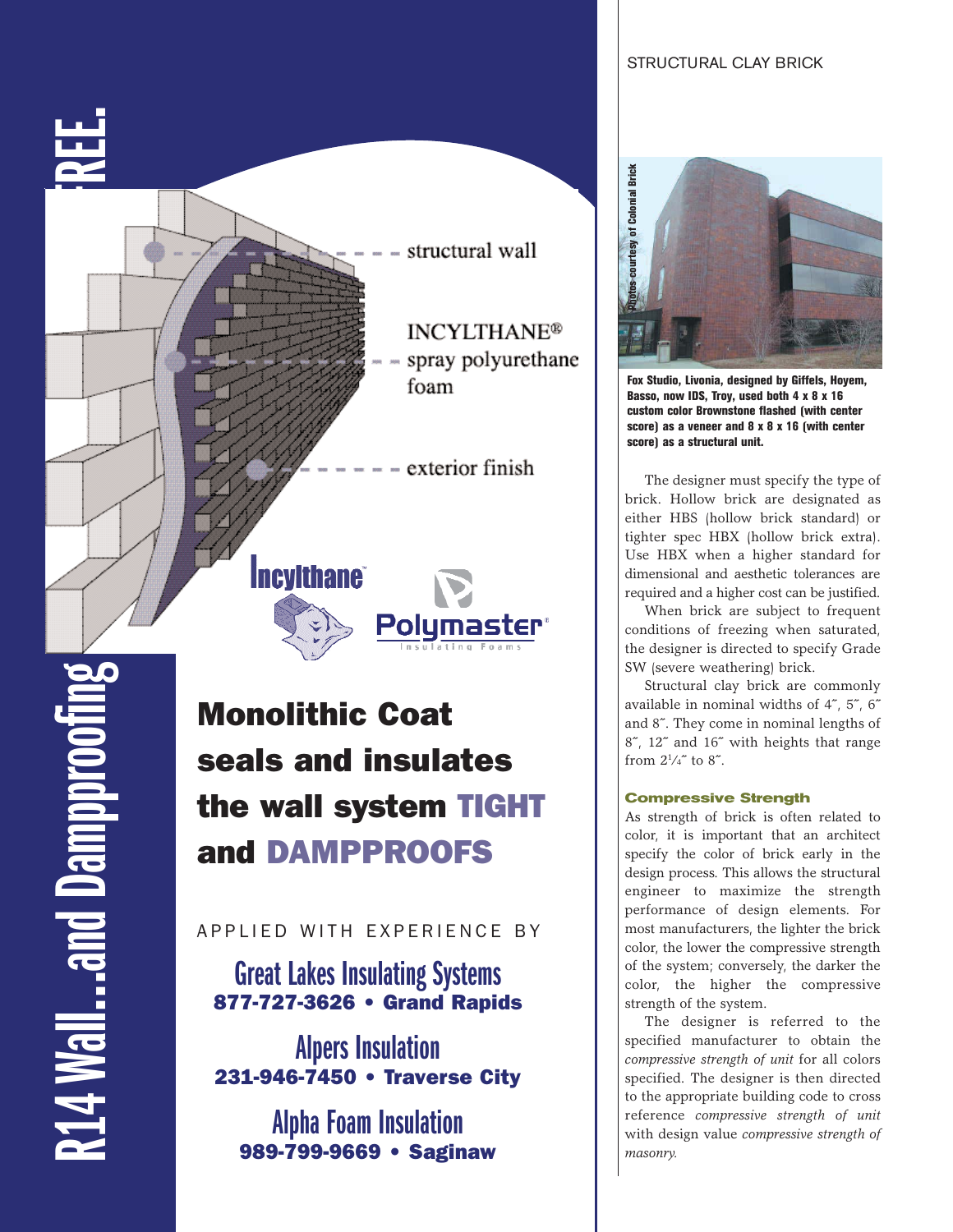R14 Wall...and Dampproofing FREE.

structural wall

INCYLTHANE® spray polyurethane foam

exterior finish

Incylthane

Polymaster® Insulating Foams

## Monolithic Coat seals and insulates the wall system TIGHT and DAMPPROOFS

APPLIED WITH EXPERIENCE BY

**Great Lakes Insulating Systems**
**877-727-3626 • Grand Rapids**

**Alpers Insulation**
**231-946-7450 • Traverse City**

**Alpha Foam Insulation**
**989-799-9669 • Saginaw**

STRUCTURAL CLAY BRICK

Photos courtesy of Colonial Brick

**Fox Studio, Livonia, designed by Giffels, Hoyem, Basso, now IDS, Troy, used both 4 x 8 x 16 custom color Brownstone flashed (with center score) as a veneer and 8 x 8 x 16 (with center score) as a structural unit.**

The designer must specify the type of brick. Hollow brick are designated as either HBS (hollow brick standard) or tighter spec HBX (hollow brick extra). Use HBX when a higher standard for dimensional and aesthetic tolerances are required and a higher cost can be justified.

When brick are subject to frequent conditions of freezing when saturated, the designer is directed to specify Grade SW (severe weathering) brick.

Structural clay brick are commonly available in nominal widths of 4˝, 5˝, 6˝ and 8˝. They come in nominal lengths of 8˝, 12˝ and 16˝ with heights that range from 2¹⁄₄˝ to 8˝.

### Compressive Strength

As strength of brick is often related to color, it is important that an architect specify the color of brick early in the design process. This allows the structural engineer to maximize the strength performance of design elements. For most manufacturers, the lighter the brick color, the lower the compressive strength of the system; conversely, the darker the color, the higher the compressive strength of the system.

The designer is referred to the specified manufacturer to obtain the *compressive strength of unit* for all colors specified. The designer is then directed to the appropriate building code to cross reference *compressive strength of unit* with design value *compressive strength of masonry.*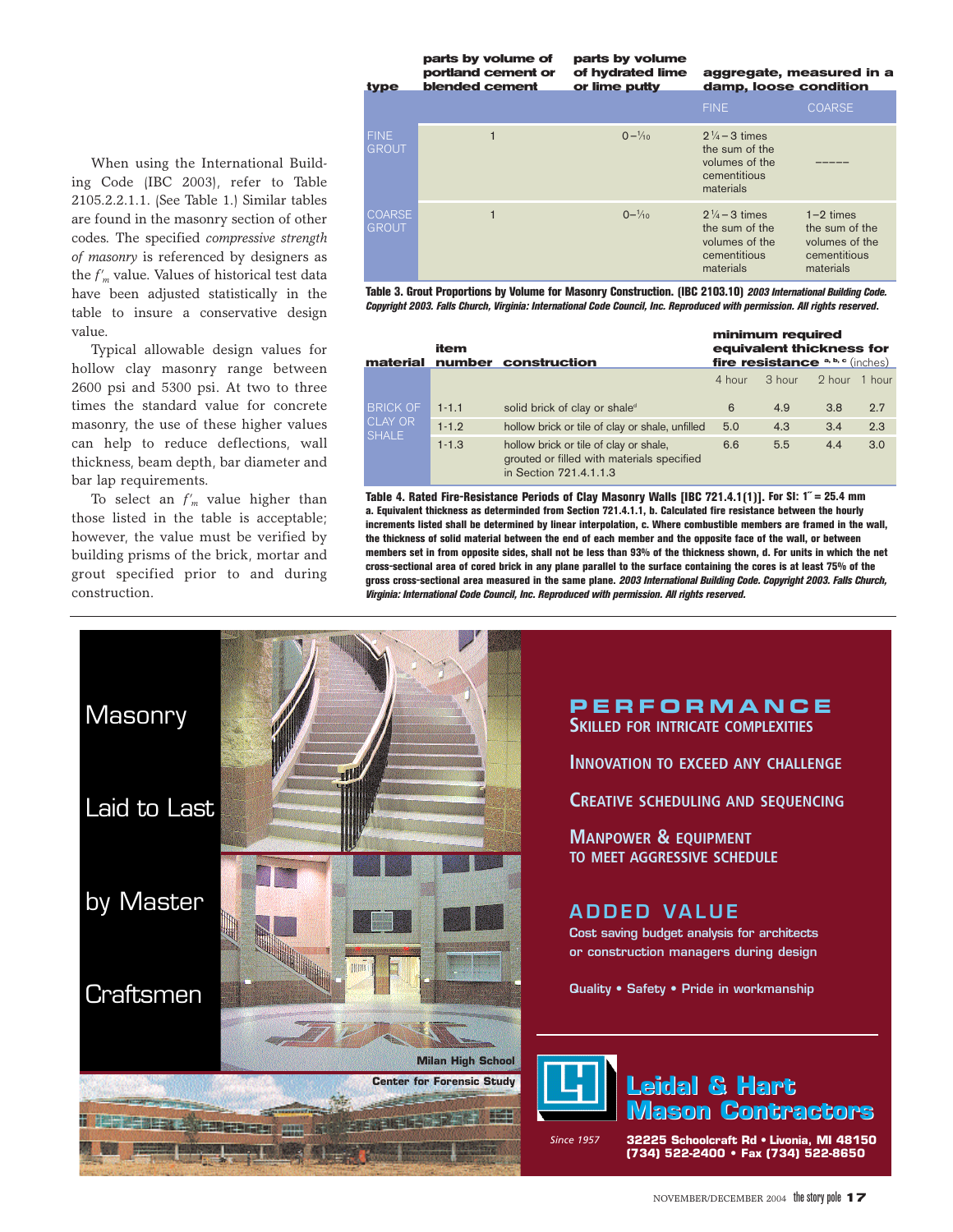When using the International Building Code (IBC 2003), refer to Table 2105.2.2.1.1. (See Table 1.) Similar tables are found in the masonry section of other codes. The specified *compressive strength of masonry* is referenced by designers as the $f'_m$ value. Values of historical test data have been adjusted statistically in the table to insure a conservative design value.

Typical allowable design values for hollow clay masonry range between 2600 psi and 5300 psi. At two to three times the standard value for concrete masonry, the use of these higher values can help to reduce deflections, wall thickness, beam depth, bar diameter and bar lap requirements.

To select an $f'_m$ value higher than those listed in the table is acceptable; however, the value must be verified by building prisms of the brick, mortar and grout specified prior to and during construction.

| type | parts by volume of portland cement or blended cement | parts by volume of hydrated lime or lime putty | aggregate, measured in a damp, loose condition | |
|---|---|---|---|---|
| | | | FINE | COARSE |
| FINE GROUT | 1 | 0–1/10 | 2¼–3 times the sum of the volumes of the cementitious materials | ----- |
| COARSE GROUT | 1 | 0–1/10 | 2¼–3 times the sum of the volumes of the cementitious materials | 1–2 times the sum of the volumes of the cementitious materials |

**Table 3. Grout Proportions by Volume for Masonry Construction. (IBC 2103.10)** ***2003 International Building Code. Copyright 2003. Falls Church, Virginia: International Code Council, Inc. Reproduced with permission. All rights reserved.***

| material | item number | construction | minimum required equivalent thickness for fire resistance [a, b, c] (inches) | | | |
|---|---|---|---|---|---|---|
| | | | 4 hour | 3 hour | 2 hour | 1 hour |
| BRICK OF CLAY OR SHALE | 1-1.1 | solid brick of clay or shale[d] | 6 | 4.9 | 3.8 | 2.7 |
| | 1-1.2 | hollow brick or tile of clay or shale, unfilled | 5.0 | 4.3 | 3.4 | 2.3 |
| | 1-1.3 | hollow brick or tile of clay or shale, grouted or filled with materials specified in Section 721.4.1.1.3 | 6.6 | 5.5 | 4.4 | 3.0 |

**Table 4. Rated Fire-Resistance Periods of Clay Masonry Walls [IBC 721.4.1(1)]. For SI: 1˝ = 25.4 mm**
**a. Equivalent thickness as determined from Section 721.4.1.1, b. Calculated fire resistance between the hourly increments listed shall be determined by linear interpolation, c. Where combustible members are framed in the wall, the thickness of solid material between the end of each member and the opposite face of the wall, or between members set in from opposite sides, shall not be less than 93% of the thickness shown, d. For units in which the net cross-sectional area of cored brick in any plane parallel to the surface containing the cores is at least 75% of the gross cross-sectional area measured in the same plane.** ***2003 International Building Code. Copyright 2003. Falls Church, Virginia: International Code Council, Inc. Reproduced with permission. All rights reserved.***

Masonry Laid to Last by Master Craftsmen

Milan High School

Center for Forensic Study

**PERFORMANCE**

SKILLED FOR INTRICATE COMPLEXITIES

INNOVATION TO EXCEED ANY CHALLENGE

CREATIVE SCHEDULING AND SEQUENCING

MANPOWER & EQUIPMENT TO MEET AGGRESSIVE SCHEDULE

**ADDED VALUE**

Cost saving budget analysis for architects or construction managers during design

Quality • Safety • Pride in workmanship

**Leidal & Hart Mason Contractors**

Since 1957

**32225 Schoolcraft Rd • Livonia, MI 48150**
**(734) 522-2400 • Fax (734) 522-8650**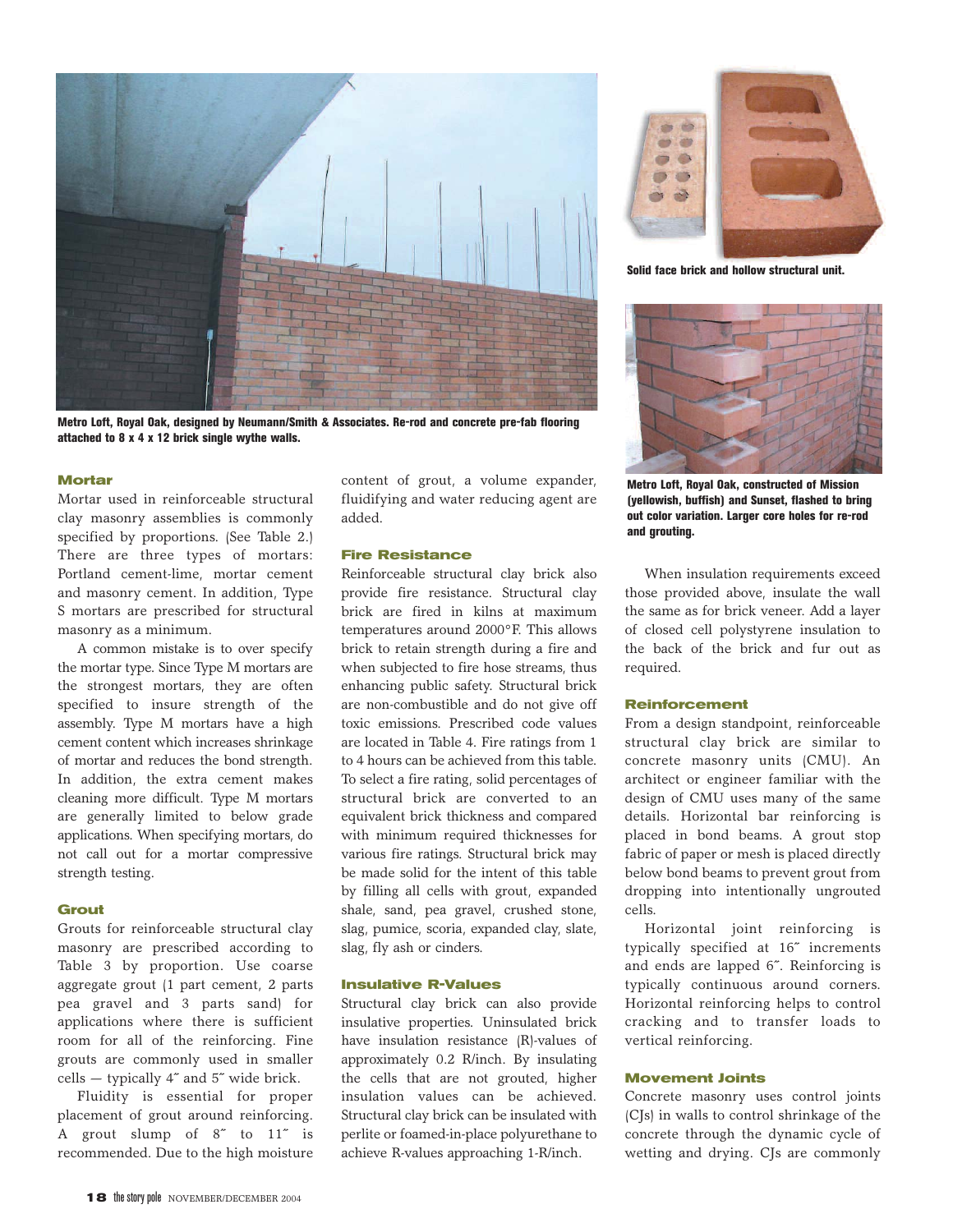Metro Loft, Royal Oak, designed by Neumann/Smith & Associates. Re-rod and concrete pre-fab flooring attached to 8 x 4 x 12 brick single wythe walls.

Solid face brick and hollow structural unit.

Metro Loft, Royal Oak, constructed of Mission (yellowish, buffish) and Sunset, flashed to bring out color variation. Larger core holes for re-rod and grouting.

### Mortar

Mortar used in reinforceable structural clay masonry assemblies is commonly specified by proportions. (See Table 2.) There are three types of mortars: Portland cement-lime, mortar cement and masonry cement. In addition, Type S mortars are prescribed for structural masonry as a minimum.

A common mistake is to over specify the mortar type. Since Type M mortars are the strongest mortars, they are often specified to insure strength of the assembly. Type M mortars have a high cement content which increases shrinkage of mortar and reduces the bond strength. In addition, the extra cement makes cleaning more difficult. Type M mortars are generally limited to below grade applications. When specifying mortars, do not call out for a mortar compressive strength testing.

### Grout

Grouts for reinforceable structural clay masonry are prescribed according to Table 3 by proportion. Use coarse aggregate grout (1 part cement, 2 parts pea gravel and 3 parts sand) for applications where there is sufficient room for all of the reinforcing. Fine grouts are commonly used in smaller cells — typically 4˝ and 5˝ wide brick.

Fluidity is essential for proper placement of grout around reinforcing. A grout slump of 8˝ to 11˝ is recommended. Due to the high moisture content of grout, a volume expander, fluidifying and water reducing agent are added.

### Fire Resistance

Reinforceable structural clay brick also provide fire resistance. Structural clay brick are fired in kilns at maximum temperatures around 2000°F. This allows brick to retain strength during a fire and when subjected to fire hose streams, thus enhancing public safety. Structural brick are non-combustible and do not give off toxic emissions. Prescribed code values are located in Table 4. Fire ratings from 1 to 4 hours can be achieved from this table. To select a fire rating, solid percentages of structural brick are converted to an equivalent brick thickness and compared with minimum required thicknesses for various fire ratings. Structural brick may be made solid for the intent of this table by filling all cells with grout, expanded shale, sand, pea gravel, crushed stone, slag, pumice, scoria, expanded clay, slate, slag, fly ash or cinders.

### Insulative R-Values

Structural clay brick can also provide insulative properties. Uninsulated brick have insulation resistance (R)-values of approximately 0.2 R/inch. By insulating the cells that are not grouted, higher insulation values can be achieved. Structural clay brick can be insulated with perlite or foamed-in-place polyurethane to achieve R-values approaching 1-R/inch.

When insulation requirements exceed those provided above, insulate the wall the same as for brick veneer. Add a layer of closed cell polystyrene insulation to the back of the brick and fur out as required.

### Reinforcement

From a design standpoint, reinforceable structural clay brick are similar to concrete masonry units (CMU). An architect or engineer familiar with the design of CMU uses many of the same details. Horizontal bar reinforcing is placed in bond beams. A grout stop fabric of paper or mesh is placed directly below bond beams to prevent grout from dropping into intentionally ungrouted cells.

Horizontal joint reinforcing is typically specified at 16˝ increments and ends are lapped 6˝. Reinforcing is typically continuous around corners. Horizontal reinforcing helps to control cracking and to transfer loads to vertical reinforcing.

### Movement Joints

Concrete masonry uses control joints (CJs) in walls to control shrinkage of the concrete through the dynamic cycle of wetting and drying. CJs are commonly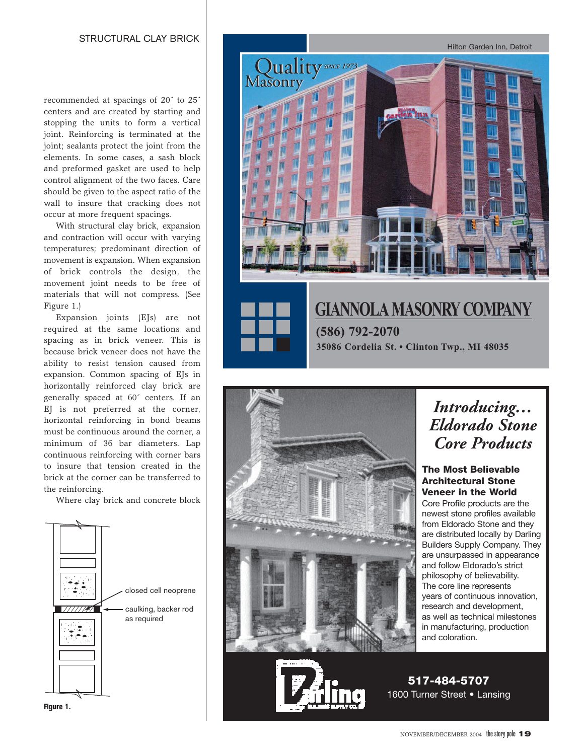recommended at spacings of 20´ to 25´ centers and are created by starting and stopping the units to form a vertical joint. Reinforcing is terminated at the joint; sealants protect the joint from the elements. In some cases, a sash block and preformed gasket are used to help control alignment of the two faces. Care should be given to the aspect ratio of the wall to insure that cracking does not occur at more frequent spacings.

With structural clay brick, expansion and contraction will occur with varying temperatures; predominant direction of movement is expansion. When expansion of brick controls the design, the movement joint needs to be free of materials that will not compress. (See Figure 1.)

Expansion joints (EJs) are not required at the same locations and spacing as in brick veneer. This is because brick veneer does not have the ability to resist tension caused from expansion. Common spacing of EJs in horizontally reinforced clay brick are generally spaced at 60´ centers. If an EJ is not preferred at the corner, horizontal reinforcing in bond beams must be continuous around the corner, a minimum of 36 bar diameters. Lap continuous reinforcing with corner bars to insure that tension created in the brick at the corner can be transferred to the reinforcing.

Where clay brick and concrete block

closed cell neoprene

caulking, backer rod as required

**Figure 1.**

Hilton Garden Inn, Detroit

Quality Masonry SINCE 1973

**GIANNOLA MASONRY COMPANY**

**(586) 792-2070**

**35086 Cordelia St. • Clinton Twp., MI 48035**

*Introducing… Eldorado Stone Core Products*

**The Most Believable Architectural Stone Veneer in the World**

Core Profile products are the newest stone profiles available from Eldorado Stone and they are distributed locally by Darling Builders Supply Company. They are unsurpassed in appearance and follow Eldorado's strict philosophy of believability. The core line represents years of continuous innovation, research and development, as well as technical milestones in manufacturing, production and coloration.

Darling Builders Supply Co.

**517-484-5707**

1600 Turner Street • Lansing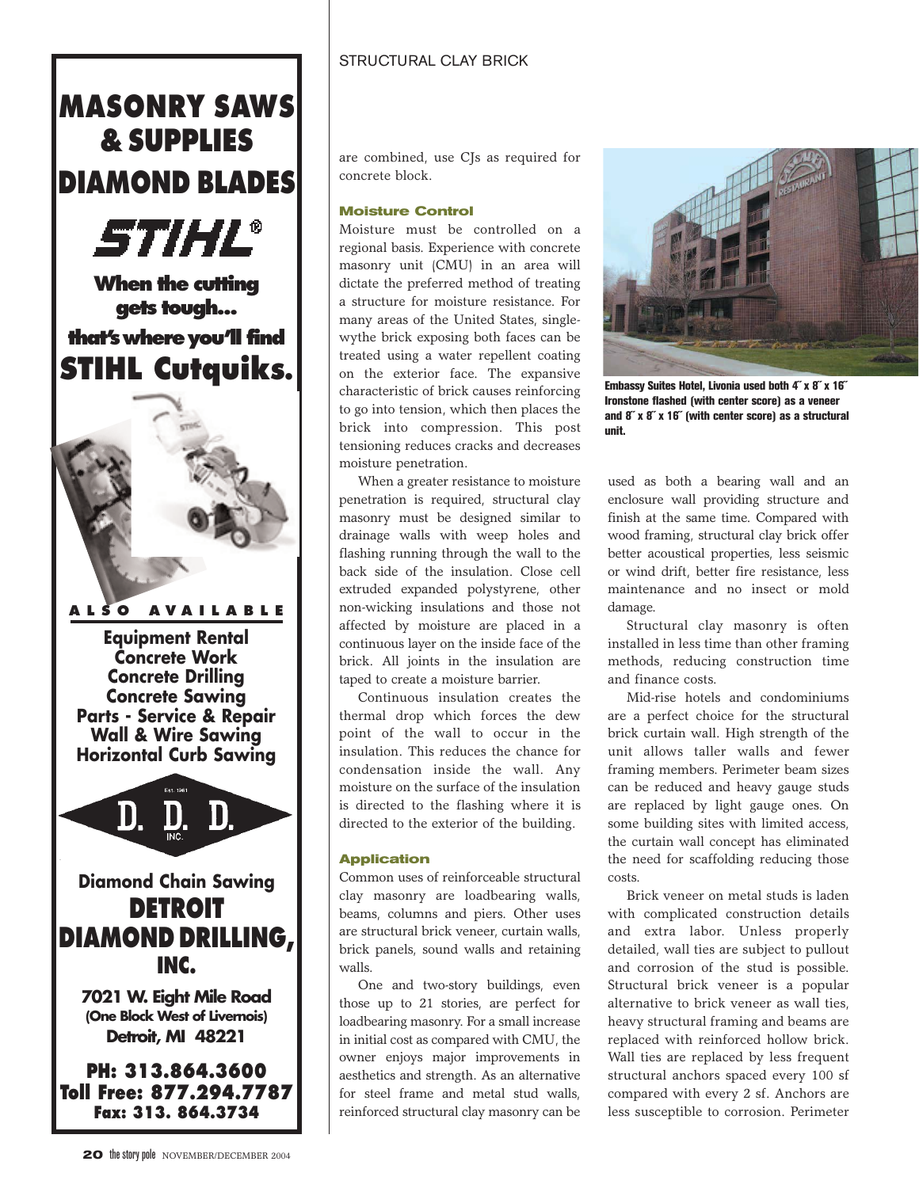are combined, use CJs as required for concrete block.

### Moisture Control

Moisture must be controlled on a regional basis. Experience with concrete masonry unit (CMU) in an area will dictate the preferred method of treating a structure for moisture resistance. For many areas of the United States, single-wythe brick exposing both faces can be treated using a water repellent coating on the exterior face. The expansive characteristic of brick causes reinforcing to go into tension, which then places the brick into compression. This post tensioning reduces cracks and decreases moisture penetration.

When a greater resistance to moisture penetration is required, structural clay masonry must be designed similar to drainage walls with weep holes and flashing running through the wall to the back side of the insulation. Close cell extruded expanded polystyrene, other non-wicking insulations and those not affected by moisture are placed in a continuous layer on the inside face of the brick. All joints in the insulation are taped to create a moisture barrier.

Continuous insulation creates the thermal drop which forces the dew point of the wall to occur in the insulation. This reduces the chance for condensation inside the wall. Any moisture on the surface of the insulation is directed to the flashing where it is directed to the exterior of the building.

### Application

Common uses of reinforceable structural clay masonry are loadbearing walls, beams, columns and piers. Other uses are structural brick veneer, curtain walls, brick panels, sound walls and retaining walls.

One and two-story buildings, even those up to 21 stories, are perfect for loadbearing masonry. For a small increase in initial cost as compared with CMU, the owner enjoys major improvements in aesthetics and strength. As an alternative for steel frame and metal stud walls, reinforced structural clay masonry can be used as both a bearing wall and an enclosure wall providing structure and finish at the same time. Compared with wood framing, structural clay brick offer better acoustical properties, less seismic or wind drift, better fire resistance, less maintenance and no insect or mold damage.

**Embassy Suites Hotel, Livonia used both 4˝ x 8˝ x 16˝ Ironstone flashed (with center score) as a veneer and 8˝ x 8˝ x 16˝ (with center score) as a structural unit.**

Structural clay masonry is often installed in less time than other framing methods, reducing construction time and finance costs.

Mid-rise hotels and condominiums are a perfect choice for the structural brick curtain wall. High strength of the unit allows taller walls and fewer framing members. Perimeter beam sizes can be reduced and heavy gauge studs are replaced by light gauge ones. On some building sites with limited access, the curtain wall concept has eliminated the need for scaffolding reducing those costs.

Brick veneer on metal studs is laden with complicated construction details and extra labor. Unless properly detailed, wall ties are subject to pullout and corrosion of the stud is possible. Structural brick veneer is a popular alternative to brick veneer as wall ties, heavy structural framing and beams are replaced with reinforced hollow brick. Wall ties are replaced by less frequent structural anchors spaced every 100 sf compared with every 2 sf. Anchors are less susceptible to corrosion. Perimeter

---

# MASONRY SAWS & SUPPLIES
# DIAMOND BLADES

**STIHL®**

**When the cutting gets tough... that's where you'll find STIHL Cutquiks.**

**ALSO AVAILABLE**

- Equipment Rental
- Concrete Work
- Concrete Drilling
- Concrete Sawing
- Parts - Service & Repair
- Wall & Wire Sawing
- Horizontal Curb Sawing

D. D. D. INC. Est. 1961

**Diamond Chain Sawing**

**DETROIT DIAMOND DRILLING, INC.**

7021 W. Eight Mile Road
(One Block West of Livernois)
Detroit, MI 48221

PH: 313.864.3600
Toll Free: 877.294.7787
Fax: 313. 864.3734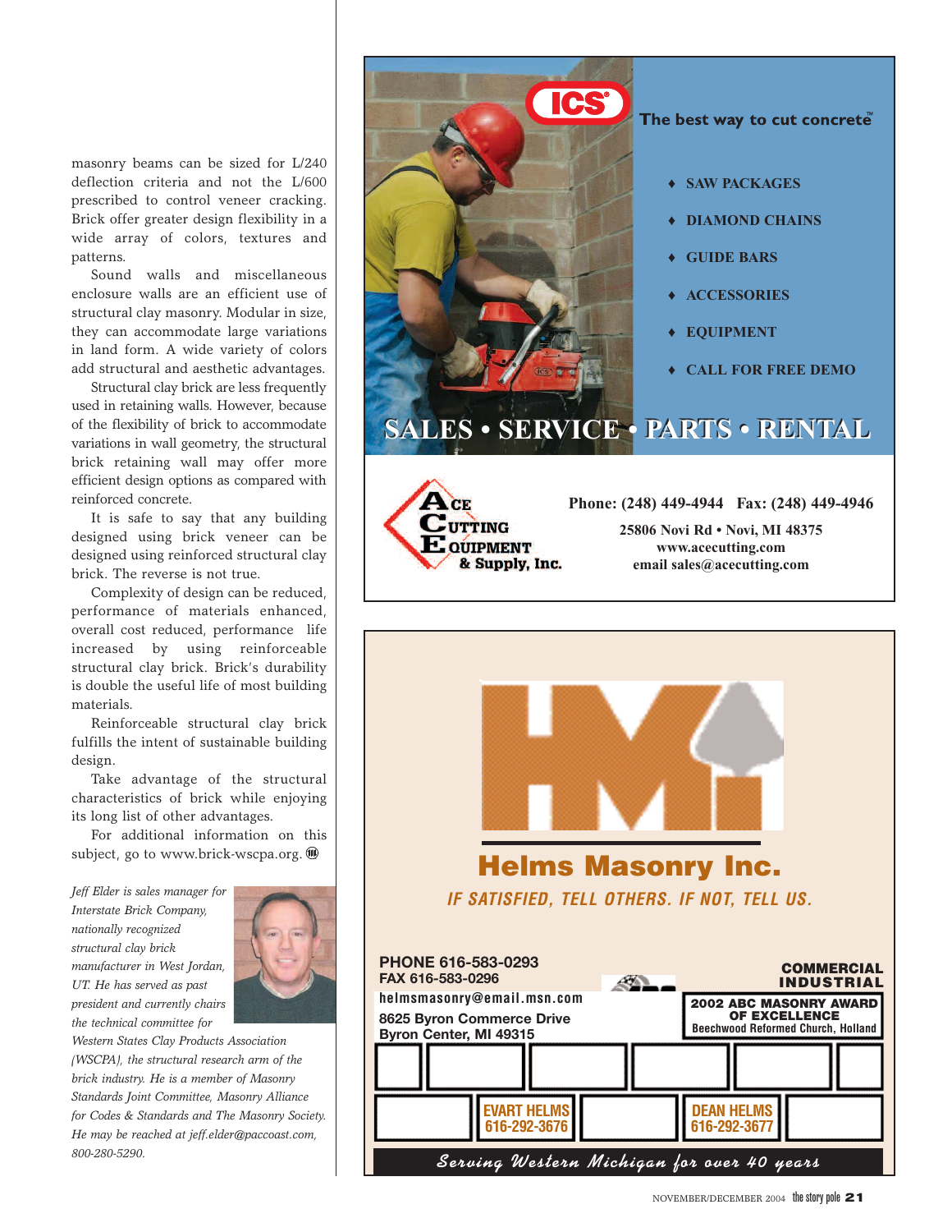masonry beams can be sized for L/240 deflection criteria and not the L/600 prescribed to control veneer cracking. Brick offer greater design flexibility in a wide array of colors, textures and patterns.

Sound walls and miscellaneous enclosure walls are an efficient use of structural clay masonry. Modular in size, they can accommodate large variations in land form. A wide variety of colors add structural and aesthetic advantages.

Structural clay brick are less frequently used in retaining walls. However, because of the flexibility of brick to accommodate variations in wall geometry, the structural brick retaining wall may offer more efficient design options as compared with reinforced concrete.

It is safe to say that any building designed using brick veneer can be designed using reinforced structural clay brick. The reverse is not true.

Complexity of design can be reduced, performance of materials enhanced, overall cost reduced, performance life increased by using reinforceable structural clay brick. Brick's durability is double the useful life of most building materials.

Reinforceable structural clay brick fulfills the intent of sustainable building design.

Take advantage of the structural characteristics of brick while enjoying its long list of other advantages.

For additional information on this subject, go to www.brick-wscpa.org.

*Jeff Elder is sales manager for Interstate Brick Company, nationally recognized structural clay brick manufacturer in West Jordan, UT. He has served as past president and currently chairs the technical committee for Western States Clay Products Association (WSCPA), the structural research arm of the brick industry. He is a member of Masonry Standards Joint Committee, Masonry Alliance for Codes & Standards and The Masonry Society. He may be reached at jeff.elder@paccoast.com, 800-280-5290.*

---

ICS — The best way to cut concrete™

- SAW PACKAGES
- DIAMOND CHAINS
- GUIDE BARS
- ACCESSORIES
- EQUIPMENT
- CALL FOR FREE DEMO

**SALES • SERVICE • PARTS • RENTAL**

Ace Cutting Equipment & Supply, Inc.

Phone: (248) 449-4944 Fax: (248) 449-4946
25806 Novi Rd • Novi, MI 48375
www.acecutting.com
email sales@acecutting.com

---

**Helms Masonry Inc.**

*IF SATISFIED, TELL OTHERS. IF NOT, TELL US.*

PHONE 616-583-0293
FAX 616-583-0296
helmsmasonry@email.msn.com
8625 Byron Commerce Drive
Byron Center, MI 49315

COMMERCIAL
INDUSTRIAL

2002 ABC MASONRY AWARD OF EXCELLENCE
Beechwood Reformed Church, Holland

EVART HELMS 616-292-3676

DEAN HELMS 616-292-3677

*Serving Western Michigan for over 40 years*